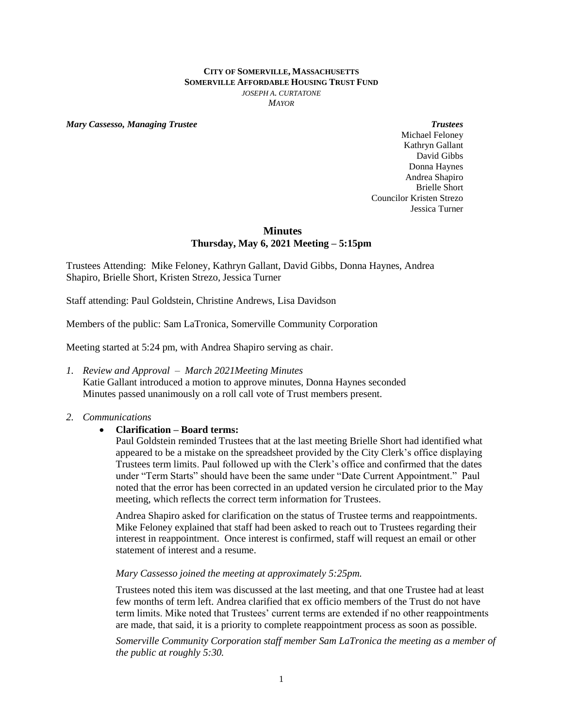**CITY OF SOMERVILLE, MASSACHUSETTS**
**SOMERVILLE AFFORDABLE HOUSING TRUST FUND**
*JOSEPH A. CURTATONE*
*MAYOR*

***Mary Cassesso, Managing Trustee***

***Trustees***
Michael Feloney
Kathryn Gallant
David Gibbs
Donna Haynes
Andrea Shapiro
Brielle Short
Councilor Kristen Strezo
Jessica Turner

## Minutes
### Thursday, May 6, 2021 Meeting – 5:15pm

Trustees Attending: Mike Feloney, Kathryn Gallant, David Gibbs, Donna Haynes, Andrea Shapiro, Brielle Short, Kristen Strezo, Jessica Turner

Staff attending: Paul Goldstein, Christine Andrews, Lisa Davidson

Members of the public: Sam LaTronica, Somerville Community Corporation

Meeting started at 5:24 pm, with Andrea Shapiro serving as chair.

1. *Review and Approval – March 2021Meeting Minutes*
   Katie Gallant introduced a motion to approve minutes, Donna Haynes seconded
   Minutes passed unanimously on a roll call vote of Trust members present.

2. *Communications*
   - **Clarification – Board terms:**
     Paul Goldstein reminded Trustees that at the last meeting Brielle Short had identified what appeared to be a mistake on the spreadsheet provided by the City Clerk's office displaying Trustees term limits. Paul followed up with the Clerk's office and confirmed that the dates under "Term Starts" should have been the same under "Date Current Appointment." Paul noted that the error has been corrected in an updated version he circulated prior to the May meeting, which reflects the correct term information for Trustees.

     Andrea Shapiro asked for clarification on the status of Trustee terms and reappointments. Mike Feloney explained that staff had been asked to reach out to Trustees regarding their interest in reappointment. Once interest is confirmed, staff will request an email or other statement of interest and a resume.

     *Mary Cassesso joined the meeting at approximately 5:25pm.*

     Trustees noted this item was discussed at the last meeting, and that one Trustee had at least few months of term left. Andrea clarified that ex officio members of the Trust do not have term limits. Mike noted that Trustees' current terms are extended if no other reappointments are made, that said, it is a priority to complete reappointment process as soon as possible.

     *Somerville Community Corporation staff member Sam LaTronica the meeting as a member of the public at roughly 5:30.*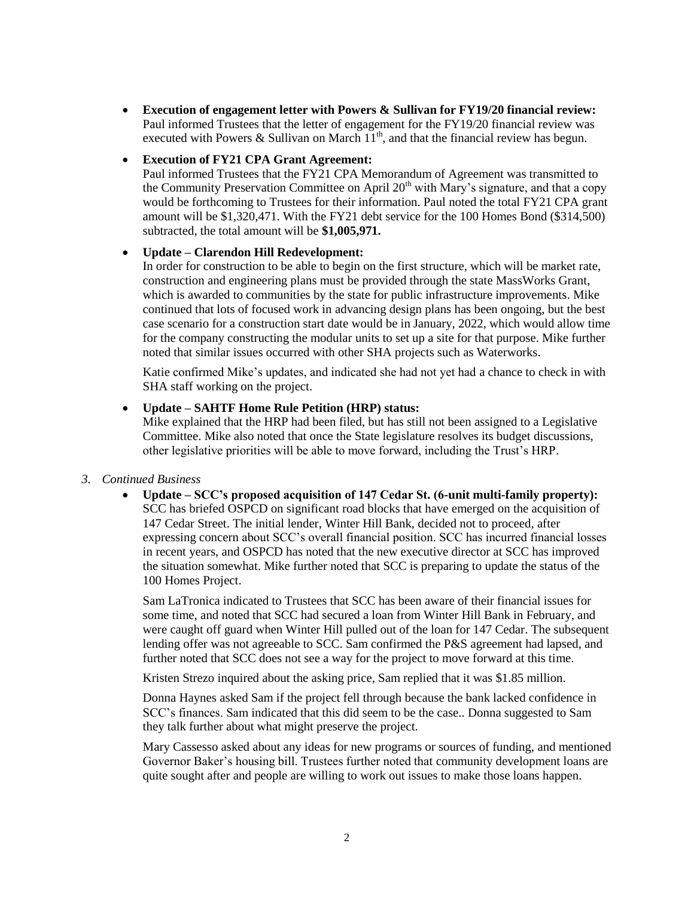- **Execution of engagement letter with Powers & Sullivan for FY19/20 financial review:** Paul informed Trustees that the letter of engagement for the FY19/20 financial review was executed with Powers & Sullivan on March 11th, and that the financial review has begun.

- **Execution of FY21 CPA Grant Agreement:**
  Paul informed Trustees that the FY21 CPA Memorandum of Agreement was transmitted to the Community Preservation Committee on April 20th with Mary's signature, and that a copy would be forthcoming to Trustees for their information. Paul noted the total FY21 CPA grant amount will be $1,320,471. With the FY21 debt service for the 100 Homes Bond ($314,500) subtracted, the total amount will be **$1,005,971.**

- **Update – Clarendon Hill Redevelopment:**
  In order for construction to be able to begin on the first structure, which will be market rate, construction and engineering plans must be provided through the state MassWorks Grant, which is awarded to communities by the state for public infrastructure improvements. Mike continued that lots of focused work in advancing design plans has been ongoing, but the best case scenario for a construction start date would be in January, 2022, which would allow time for the company constructing the modular units to set up a site for that purpose. Mike further noted that similar issues occurred with other SHA projects such as Waterworks.

  Katie confirmed Mike's updates, and indicated she had not yet had a chance to check in with SHA staff working on the project.

- **Update – SAHTF Home Rule Petition (HRP) status:**
  Mike explained that the HRP had been filed, but has still not been assigned to a Legislative Committee. Mike also noted that once the State legislature resolves its budget discussions, other legislative priorities will be able to move forward, including the Trust's HRP.

*3. Continued Business*

- **Update – SCC's proposed acquisition of 147 Cedar St. (6-unit multi-family property):** SCC has briefed OSPCD on significant road blocks that have emerged on the acquisition of 147 Cedar Street. The initial lender, Winter Hill Bank, decided not to proceed, after expressing concern about SCC's overall financial position. SCC has incurred financial losses in recent years, and OSPCD has noted that the new executive director at SCC has improved the situation somewhat. Mike further noted that SCC is preparing to update the status of the 100 Homes Project.

  Sam LaTronica indicated to Trustees that SCC has been aware of their financial issues for some time, and noted that SCC had secured a loan from Winter Hill Bank in February, and were caught off guard when Winter Hill pulled out of the loan for 147 Cedar. The subsequent lending offer was not agreeable to SCC. Sam confirmed the P&S agreement had lapsed, and further noted that SCC does not see a way for the project to move forward at this time.

  Kristen Strezo inquired about the asking price, Sam replied that it was $1.85 million.

  Donna Haynes asked Sam if the project fell through because the bank lacked confidence in SCC's finances. Sam indicated that this did seem to be the case.. Donna suggested to Sam they talk further about what might preserve the project.

  Mary Cassesso asked about any ideas for new programs or sources of funding, and mentioned Governor Baker's housing bill. Trustees further noted that community development loans are quite sought after and people are willing to work out issues to make those loans happen.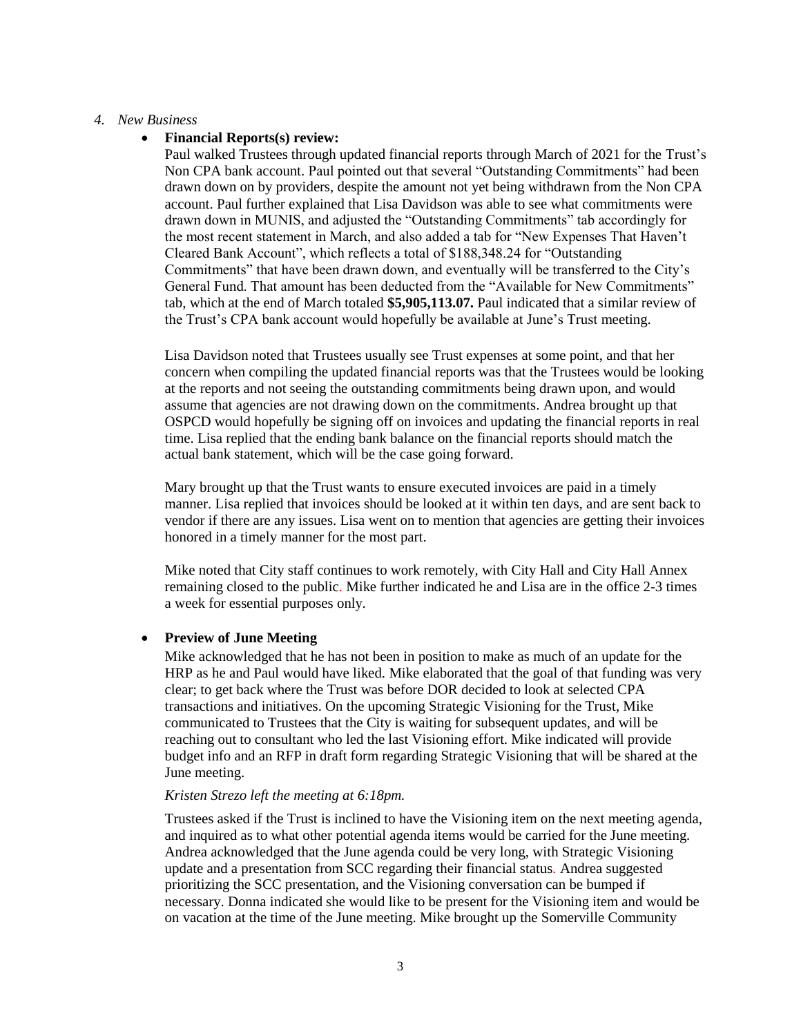*4. New Business*

- **Financial Reports(s) review:**

  Paul walked Trustees through updated financial reports through March of 2021 for the Trust's Non CPA bank account. Paul pointed out that several "Outstanding Commitments" had been drawn down on by providers, despite the amount not yet being withdrawn from the Non CPA account. Paul further explained that Lisa Davidson was able to see what commitments were drawn down in MUNIS, and adjusted the "Outstanding Commitments" tab accordingly for the most recent statement in March, and also added a tab for "New Expenses That Haven't Cleared Bank Account", which reflects a total of $188,348.24 for "Outstanding Commitments" that have been drawn down, and eventually will be transferred to the City's General Fund. That amount has been deducted from the "Available for New Commitments" tab, which at the end of March totaled **$5,905,113.07.** Paul indicated that a similar review of the Trust's CPA bank account would hopefully be available at June's Trust meeting.

  Lisa Davidson noted that Trustees usually see Trust expenses at some point, and that her concern when compiling the updated financial reports was that the Trustees would be looking at the reports and not seeing the outstanding commitments being drawn upon, and would assume that agencies are not drawing down on the commitments. Andrea brought up that OSPCD would hopefully be signing off on invoices and updating the financial reports in real time. Lisa replied that the ending bank balance on the financial reports should match the actual bank statement, which will be the case going forward.

  Mary brought up that the Trust wants to ensure executed invoices are paid in a timely manner. Lisa replied that invoices should be looked at it within ten days, and are sent back to vendor if there are any issues. Lisa went on to mention that agencies are getting their invoices honored in a timely manner for the most part.

  Mike noted that City staff continues to work remotely, with City Hall and City Hall Annex remaining closed to the public. Mike further indicated he and Lisa are in the office 2-3 times a week for essential purposes only.

- **Preview of June Meeting**

  Mike acknowledged that he has not been in position to make as much of an update for the HRP as he and Paul would have liked. Mike elaborated that the goal of that funding was very clear; to get back where the Trust was before DOR decided to look at selected CPA transactions and initiatives. On the upcoming Strategic Visioning for the Trust, Mike communicated to Trustees that the City is waiting for subsequent updates, and will be reaching out to consultant who led the last Visioning effort. Mike indicated will provide budget info and an RFP in draft form regarding Strategic Visioning that will be shared at the June meeting.

  *Kristen Strezo left the meeting at 6:18pm.*

  Trustees asked if the Trust is inclined to have the Visioning item on the next meeting agenda, and inquired as to what other potential agenda items would be carried for the June meeting. Andrea acknowledged that the June agenda could be very long, with Strategic Visioning update and a presentation from SCC regarding their financial status. Andrea suggested prioritizing the SCC presentation, and the Visioning conversation can be bumped if necessary. Donna indicated she would like to be present for the Visioning item and would be on vacation at the time of the June meeting. Mike brought up the Somerville Community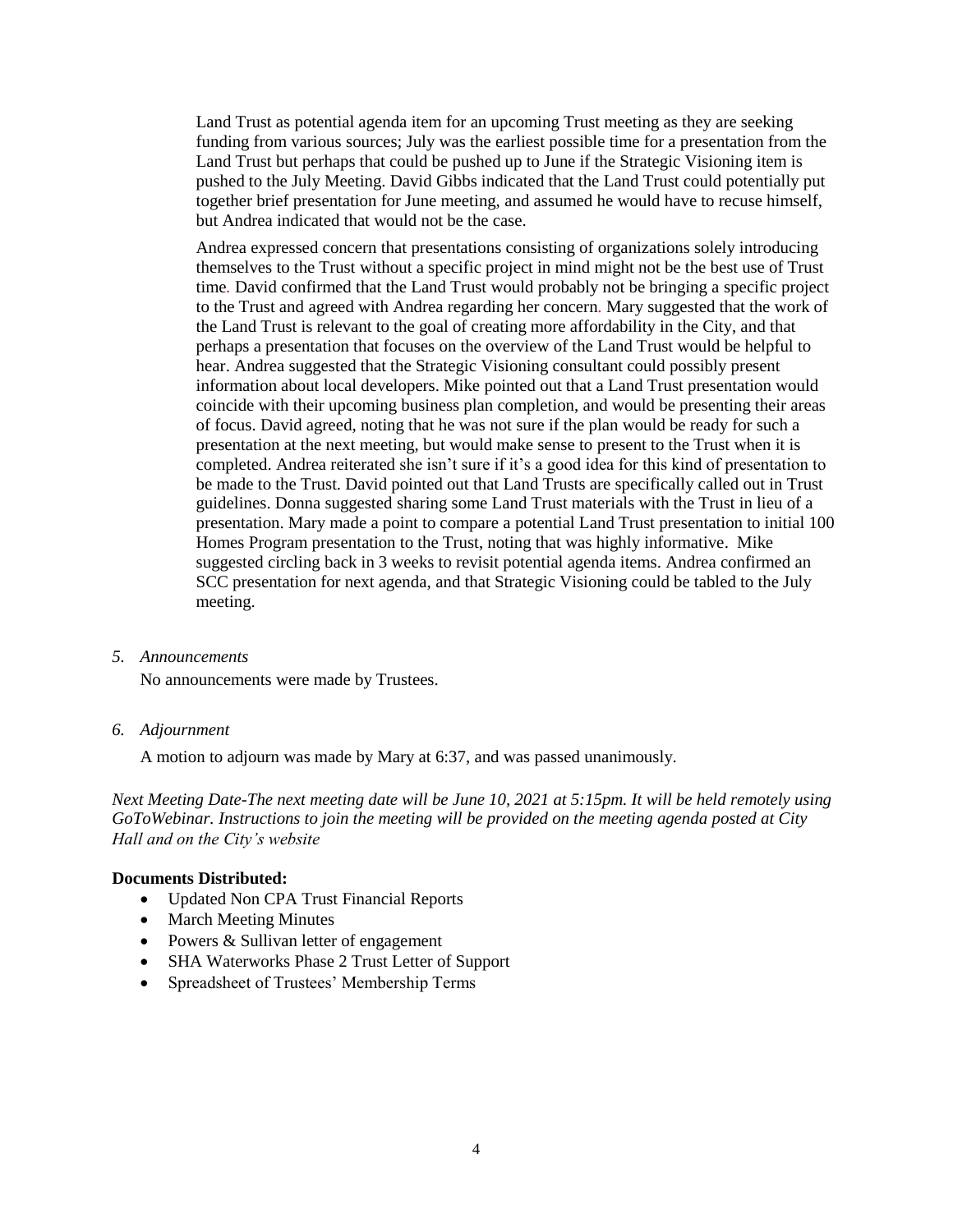Land Trust as potential agenda item for an upcoming Trust meeting as they are seeking funding from various sources; July was the earliest possible time for a presentation from the Land Trust but perhaps that could be pushed up to June if the Strategic Visioning item is pushed to the July Meeting. David Gibbs indicated that the Land Trust could potentially put together brief presentation for June meeting, and assumed he would have to recuse himself, but Andrea indicated that would not be the case.

Andrea expressed concern that presentations consisting of organizations solely introducing themselves to the Trust without a specific project in mind might not be the best use of Trust time. David confirmed that the Land Trust would probably not be bringing a specific project to the Trust and agreed with Andrea regarding her concern. Mary suggested that the work of the Land Trust is relevant to the goal of creating more affordability in the City, and that perhaps a presentation that focuses on the overview of the Land Trust would be helpful to hear. Andrea suggested that the Strategic Visioning consultant could possibly present information about local developers. Mike pointed out that a Land Trust presentation would coincide with their upcoming business plan completion, and would be presenting their areas of focus. David agreed, noting that he was not sure if the plan would be ready for such a presentation at the next meeting, but would make sense to present to the Trust when it is completed. Andrea reiterated she isn't sure if it's a good idea for this kind of presentation to be made to the Trust. David pointed out that Land Trusts are specifically called out in Trust guidelines. Donna suggested sharing some Land Trust materials with the Trust in lieu of a presentation. Mary made a point to compare a potential Land Trust presentation to initial 100 Homes Program presentation to the Trust, noting that was highly informative. Mike suggested circling back in 3 weeks to revisit potential agenda items. Andrea confirmed an SCC presentation for next agenda, and that Strategic Visioning could be tabled to the July meeting.

5. *Announcements*

No announcements were made by Trustees.

6. *Adjournment*

A motion to adjourn was made by Mary at 6:37, and was passed unanimously.

*Next Meeting Date-The next meeting date will be June 10, 2021 at 5:15pm. It will be held remotely using GoToWebinar. Instructions to join the meeting will be provided on the meeting agenda posted at City Hall and on the City's website*

**Documents Distributed:**

- Updated Non CPA Trust Financial Reports
- March Meeting Minutes
- Powers & Sullivan letter of engagement
- SHA Waterworks Phase 2 Trust Letter of Support
- Spreadsheet of Trustees' Membership Terms